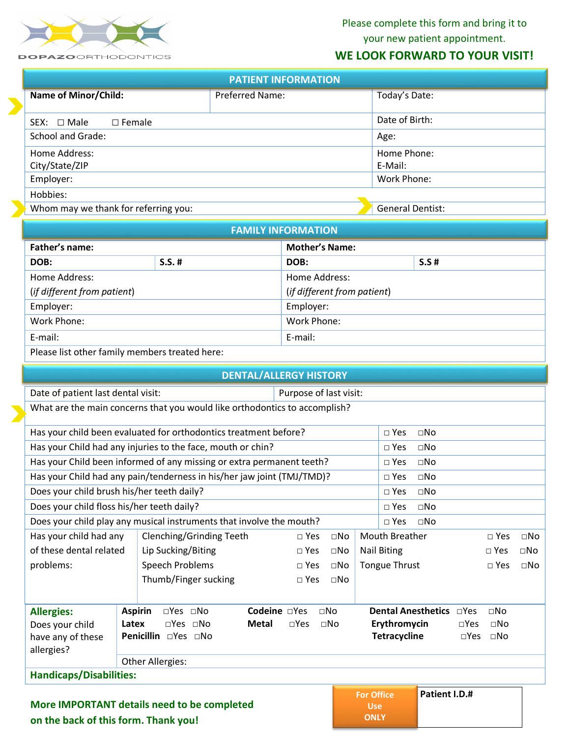DOPAZO ORTHODONTICS

Please complete this form and bring it to your new patient appointment.

**WE LOOK FORWARD TO YOUR VISIT!**

## PATIENT INFORMATION

| | | |
|---|---|---|
| **Name of Minor/Child:** | Preferred Name: | Today's Date: |
| SEX: ☐ Male ☐ Female | | Date of Birth: |
| School and Grade: | | Age: |
| Home Address:<br>City/State/ZIP | | Home Phone:<br>E-Mail: |
| Employer: | | Work Phone: |
| Hobbies: | | |
| Whom may we thank for referring you: | | General Dentist: |

## FAMILY INFORMATION

| | | | |
|---|---|---|---|
| **Father's name:** | | **Mother's Name:** | |
| **DOB:** | **S.S. #** | **DOB:** | **S.S #** |
| Home Address:<br>(*if different from patient*) | | Home Address:<br>(*if different from patient*) | |
| Employer: | | Employer: | |
| Work Phone: | | Work Phone: | |
| E-mail: | | E-mail: | |
| Please list other family members treated here: | | | |

## DENTAL/ALLERGY HISTORY

| | |
|---|---|
| Date of patient last dental visit: | Purpose of last visit: |
| What are the main concerns that you would like orthodontics to accomplish? | |

| | |
|---|---|
| Has your child been evaluated for orthodontics treatment before? | ☐ Yes ☐No |
| Has your Child had any injuries to the face, mouth or chin? | ☐ Yes ☐No |
| Has your Child been informed of any missing or extra permanent teeth? | ☐ Yes ☐No |
| Has your Child had any pain/tenderness in his/her jaw joint (TMJ/TMD)? | ☐ Yes ☐No |
| Does your child brush his/her teeth daily? | ☐ Yes ☐No |
| Does your child floss his/her teeth daily? | ☐ Yes ☐No |
| Does your child play any musical instruments that involve the mouth? | ☐ Yes ☐No |

| Has your child had any of these dental related problems: | | | | |
|---|---|---|---|---|
| | Clenching/Grinding Teeth | ☐ Yes ☐No | Mouth Breather | ☐ Yes ☐No |
| | Lip Sucking/Biting | ☐ Yes ☐No | Nail Biting | ☐ Yes ☐No |
| | Speech Problems | ☐ Yes ☐No | Tongue Thrust | ☐ Yes ☐No |
| | Thumb/Finger sucking | ☐ Yes ☐No | | |

| **Allergies:** Does your child have any of these allergies? | | | |
|---|---|---|---|
| | **Aspirin** ☐Yes ☐No | **Codeine** ☐Yes ☐No | **Dental Anesthetics** ☐Yes ☐No |
| | **Latex** ☐Yes ☐No | **Metal** ☐Yes ☐No | **Erythromycin** ☐Yes ☐No |
| | **Penicillin** ☐Yes ☐No | | **Tetracycline** ☐Yes ☐No |
| | Other Allergies: | | |

**Handicaps/Disabilities:**

**More IMPORTANT details need to be completed on the back of this form. Thank you!**

| For Office Use ONLY | **Patient I.D.#** |
|---|---|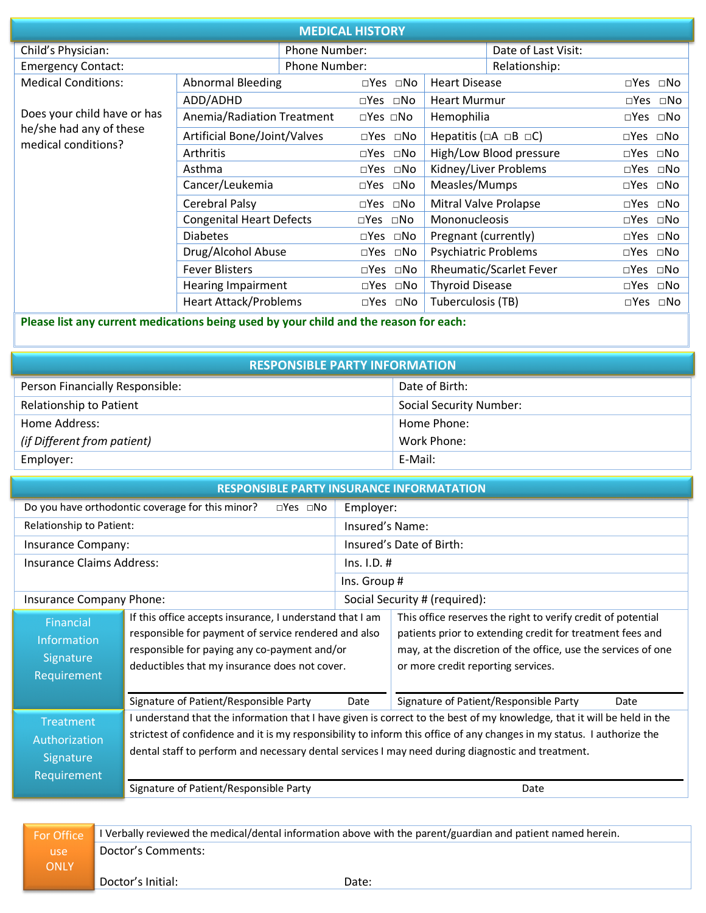## MEDICAL HISTORY

| | | |
|---|---|---|
| Child's Physician: | Phone Number: | Date of Last Visit: |
| Emergency Contact: | Phone Number: | Relationship: |

Medical Conditions:

Does your child have or has he/she had any of these medical conditions?

| | | | |
|---|---|---|---|
| Abnormal Bleeding | □Yes □No | Heart Disease | □Yes □No |
| ADD/ADHD | □Yes □No | Heart Murmur | □Yes □No |
| Anemia/Radiation Treatment | □Yes □No | Hemophilia | □Yes □No |
| Artificial Bone/Joint/Valves | □Yes □No | Hepatitis (□A □B □C) | □Yes □No |
| Arthritis | □Yes □No | High/Low Blood pressure | □Yes □No |
| Asthma | □Yes □No | Kidney/Liver Problems | □Yes □No |
| Cancer/Leukemia | □Yes □No | Measles/Mumps | □Yes □No |
| Cerebral Palsy | □Yes □No | Mitral Valve Prolapse | □Yes □No |
| Congenital Heart Defects | □Yes □No | Mononucleosis | □Yes □No |
| Diabetes | □Yes □No | Pregnant (currently) | □Yes □No |
| Drug/Alcohol Abuse | □Yes □No | Psychiatric Problems | □Yes □No |
| Fever Blisters | □Yes □No | Rheumatic/Scarlet Fever | □Yes □No |
| Hearing Impairment | □Yes □No | Thyroid Disease | □Yes □No |
| Heart Attack/Problems | □Yes □No | Tuberculosis (TB) | □Yes □No |

**Please list any current medications being used by your child and the reason for each:**

## RESPONSIBLE PARTY INFORMATION

| | |
|---|---|
| Person Financially Responsible: | Date of Birth: |
| Relationship to Patient | Social Security Number: |
| Home Address: *(if Different from patient)* | Home Phone: Work Phone: |
| Employer: | E-Mail: |

## RESPONSIBLE PARTY INSURANCE INFORMATATION

| | |
|---|---|
| Do you have orthodontic coverage for this minor? □Yes □No | Employer: |
| Relationship to Patient: | Insured's Name: |
| Insurance Company: | Insured's Date of Birth: |
| Insurance Claims Address: | Ins. I.D. # |
| | Ins. Group # |
| Insurance Company Phone: | Social Security # (required): |

**Financial Information Signature Requirement**

If this office accepts insurance, I understand that I am responsible for payment of service rendered and also responsible for paying any co-payment and/or deductibles that my insurance does not cover.

Signature of Patient/Responsible Party Date

This office reserves the right to verify credit of potential patients prior to extending credit for treatment fees and may, at the discretion of the office, use the services of one or more credit reporting services.

Signature of Patient/Responsible Party Date

**Treatment Authorization Signature Requirement**

I understand that the information that I have given is correct to the best of my knowledge, that it will be held in the strictest of confidence and it is my responsibility to inform this office of any changes in my status. I authorize the dental staff to perform and necessary dental services I may need during diagnostic and treatment.

Signature of Patient/Responsible Party Date

**For Office use ONLY**

I Verbally reviewed the medical/dental information above with the parent/guardian and patient named herein.

Doctor's Comments:

Doctor's Initial: Date: